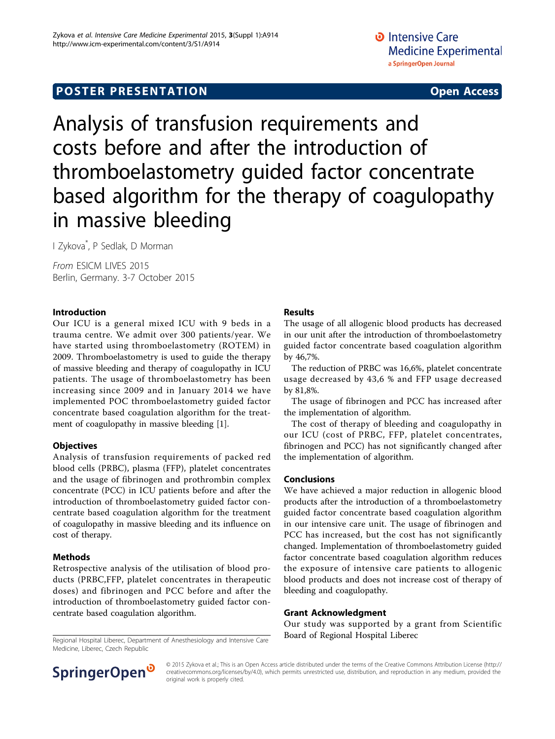POSTER PRESENTATION Open Access

# Analysis of transfusion requirements and costs before and after the introduction of thromboelastometry guided factor concentrate based algorithm for the therapy of coagulopathy in massive bleeding

I Zykova*, P Sedlak, D Morman

*From* ESICM LIVES 2015
Berlin, Germany. 3-7 October 2015

## Introduction

Our ICU is a general mixed ICU with 9 beds in a trauma centre. We admit over 300 patients/year. We have started using thromboelastometry (ROTEM) in 2009. Thromboelastometry is used to guide the therapy of massive bleeding and therapy of coagulopathy in ICU patients. The usage of thromboelastometry has been increasing since 2009 and in January 2014 we have implemented POC thromboelastometry guided factor concentrate based coagulation algorithm for the treatment of coagulopathy in massive bleeding [1].

## Objectives

Analysis of transfusion requirements of packed red blood cells (PRBC), plasma (FFP), platelet concentrates and the usage of fibrinogen and prothrombin complex concentrate (PCC) in ICU patients before and after the introduction of thromboelastometry guided factor concentrate based coagulation algorithm for the treatment of coagulopathy in massive bleeding and its influence on cost of therapy.

## Methods

Retrospective analysis of the utilisation of blood products (PRBC,FFP, platelet concentrates in therapeutic doses) and fibrinogen and PCC before and after the introduction of thromboelastometry guided factor concentrate based coagulation algorithm.

Regional Hospital Liberec, Department of Anesthesiology and Intensive Care Medicine, Liberec, Czech Republic

## Results

The usage of all allogenic blood products has decreased in our unit after the introduction of thromboelastometry guided factor concentrate based coagulation algorithm by 46,7%.

The reduction of PRBC was 16,6%, platelet concentrate usage decreased by 43,6 % and FFP usage decreased by 81,8%.

The usage of fibrinogen and PCC has increased after the implementation of algorithm.

The cost of therapy of bleeding and coagulopathy in our ICU (cost of PRBC, FFP, platelet concentrates, fibrinogen and PCC) has not significantly changed after the implementation of algorithm.

## Conclusions

We have achieved a major reduction in allogenic blood products after the introduction of a thromboelastometry guided factor concentrate based coagulation algorithm in our intensive care unit. The usage of fibrinogen and PCC has increased, but the cost has not significantly changed. Implementation of thromboelastometry guided factor concentrate based coagulation algorithm reduces the exposure of intensive care patients to allogenic blood products and does not increase cost of therapy of bleeding and coagulopathy.

## Grant Acknowledgment

Our study was supported by a grant from Scientific Board of Regional Hospital Liberec

© 2015 Zykova et al.; This is an Open Access article distributed under the terms of the Creative Commons Attribution License (http://creativecommons.org/licenses/by/4.0), which permits unrestricted use, distribution, and reproduction in any medium, provided the original work is properly cited.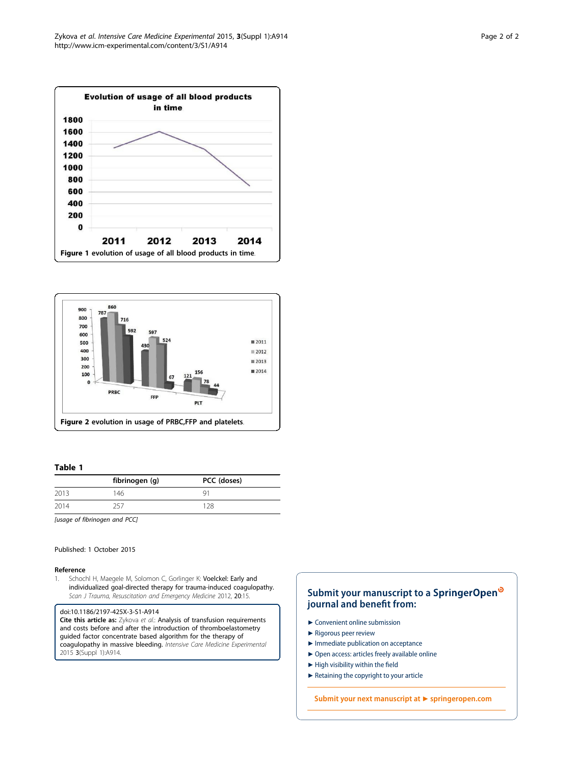Evolution of usage of all blood products in time

1800
1600
1400
1200
1000
800
600
400
200
0

2011 2012 2013 2014

**Figure 1** evolution of usage of all blood products in time.

900
800
700
600
500
400
300
200
100
0

787 860 716 592 430 597 524 67 121 156 78 44

PRBC FFP PLT

2011
2012
2013
2014

**Figure 2** evolution in usage of PRBC,FFP and platelets.

**Table 1**

| | fibrinogen (g) | PCC (doses) |
|---|---|---|
| 2013 | 146 | 91 |
| 2014 | 257 | 128 |

*[usage of fibrinogen and PCC]*

Published: 1 October 2015

**Reference**

1. Schochl H, Maegele M, Solomon C, Gorlinger K: **Voelckel: Early and individualized goal-directed therapy for trauma-induced coagulopathy.** *Scan J Trauma, Resuscitation and Emergency Medicine* 2012, **20**:15.

doi:10.1186/2197-425X-3-S1-A914
**Cite this article as:** Zykova *et al.*: Analysis of transfusion requirements and costs before and after the introduction of thromboelastometry guided factor concentrate based algorithm for the therapy of coagulopathy in massive bleeding. *Intensive Care Medicine Experimental* 2015 **3**(Suppl 1):A914.

**Submit your manuscript to a SpringerOpen journal and benefit from:**

- ► Convenient online submission
- ► Rigorous peer review
- ► Immediate publication on acceptance
- ► Open access: articles freely available online
- ► High visibility within the field
- ► Retaining the copyright to your article

**Submit your next manuscript at ► springeropen.com**